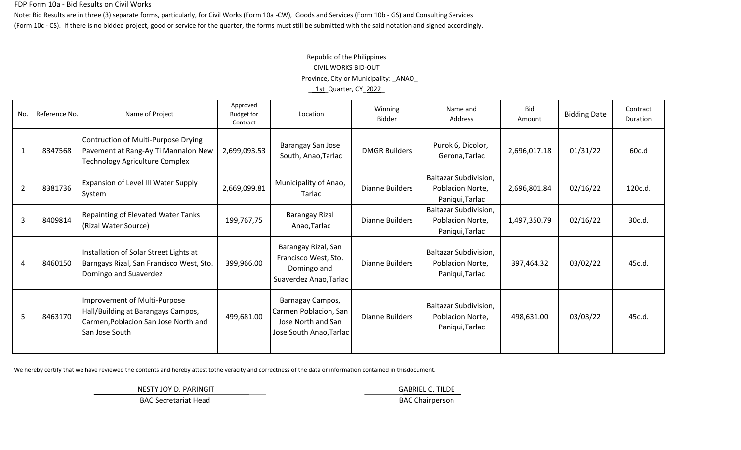FDP Form 10a - Bid Results on Civil Works

Note: Bid Results are in three (3) separate forms, particularly, for Civil Works (Form 10a -CW), Goods and Services (Form 10b - GS) and Consulting Services (Form 10c - CS). If there is no bidded project, good or service for the quarter, the forms must still be submitted with the said notation and signed accordingly.

Republic of the Philippines

CIVIL WORKS BID-OUT

Province, City or Municipality: ANAO

1st Quarter, CY 2022

| No. | Reference No. | Name of Project | Approved Budget for Contract | Location | Winning Bidder | Name and Address | Bid Amount | Bidding Date | Contract Duration |
|---|---|---|---|---|---|---|---|---|---|
| 1 | 8347568 | Contruction of Multi-Purpose Drying Pavement at Rang-Ay Ti Mannalon New Technology Agriculture Complex | 2,699,093.53 | Barangay San Jose South, Anao,Tarlac | DMGR Builders | Purok 6, Dicolor, Gerona,Tarlac | 2,696,017.18 | 01/31/22 | 60c.d |
| 2 | 8381736 | Expansion of Level III Water Supply System | 2,669,099.81 | Municipality of Anao, Tarlac | Dianne Builders | Baltazar Subdivision, Poblacion Norte, Paniqui,Tarlac | 2,696,801.84 | 02/16/22 | 120c.d. |
| 3 | 8409814 | Repainting of Elevated Water Tanks (Rizal Water Source) | 199,767,75 | Barangay Rizal Anao,Tarlac | Dianne Builders | Baltazar Subdivision, Poblacion Norte, Paniqui,Tarlac | 1,497,350.79 | 02/16/22 | 30c.d. |
| 4 | 8460150 | Installation of Solar Street Lights at Barngays Rizal, San Francisco West, Sto. Domingo and Suaverdez | 399,966.00 | Barangay Rizal, San Francisco West, Sto. Domingo and Suaverdez Anao,Tarlac | Dianne Builders | Baltazar Subdivision, Poblacion Norte, Paniqui,Tarlac | 397,464.32 | 03/02/22 | 45c.d. |
| 5 | 8463170 | Improvement of Multi-Purpose Hall/Building at Barangays Campos, Carmen,Poblacion San Jose North and San Jose South | 499,681.00 | Barnagay Campos, Carmen Poblacion, San Jose North and San Jose South Anao,Tarlac | Dianne Builders | Baltazar Subdivision, Poblacion Norte, Paniqui,Tarlac | 498,631.00 | 03/03/22 | 45c.d. |
| | | | | | | | | | |

We hereby certify that we have reviewed the contents and hereby attest tothe veracity and correctness of the data or information contained in thisdocument.

NESTY JOY D. PARINGIT
BAC Secretariat Head

GABRIEL C. TILDE
BAC Chairperson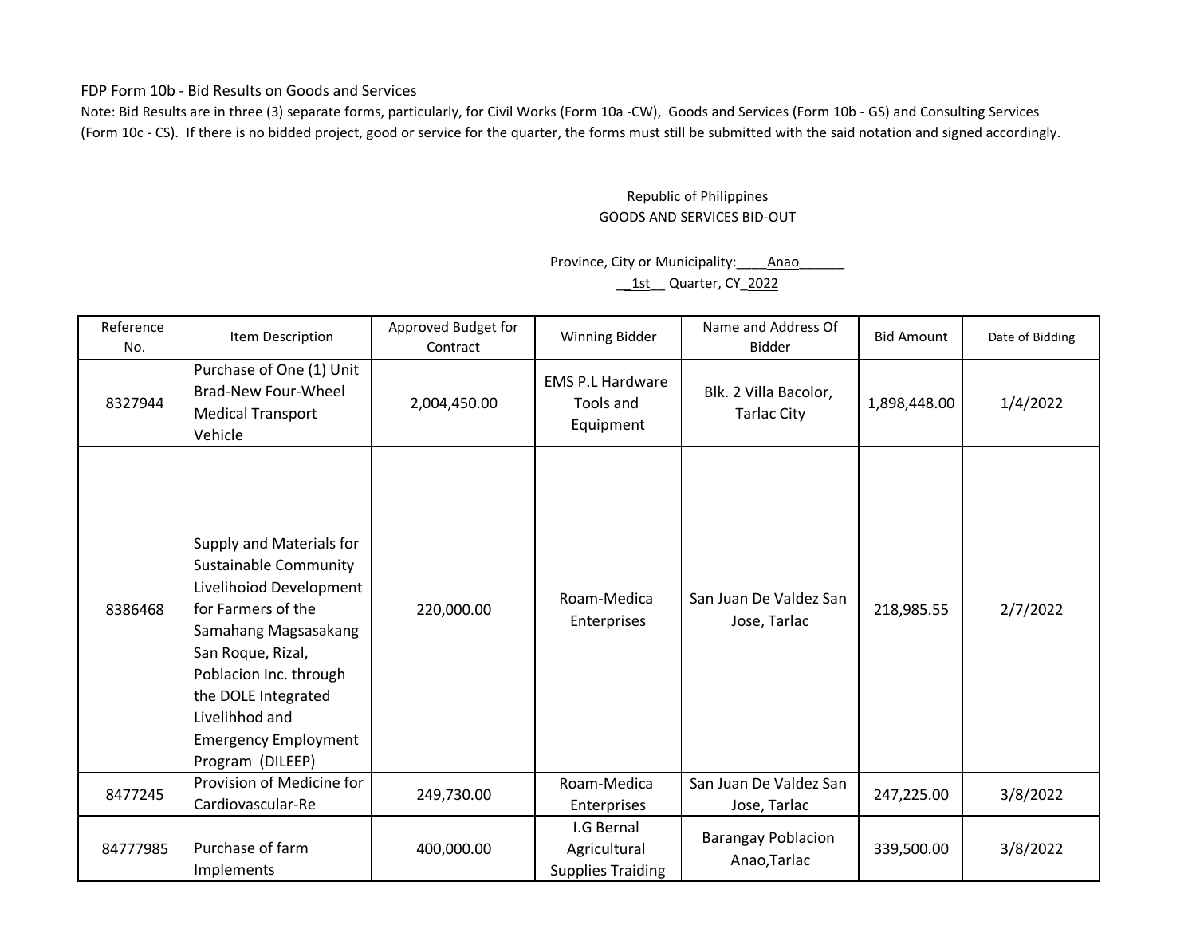FDP Form 10b - Bid Results on Goods and Services

Note: Bid Results are in three (3) separate forms, particularly, for Civil Works (Form 10a -CW), Goods and Services (Form 10b - GS) and Consulting Services (Form 10c - CS). If there is no bidded project, good or service for the quarter, the forms must still be submitted with the said notation and signed accordingly.

Republic of Philippines
GOODS AND SERVICES BID-OUT

Province, City or Municipality:____Anao______
__1st__ Quarter, CY_2022

| Reference No. | Item Description | Approved Budget for Contract | Winning Bidder | Name and Address Of Bidder | Bid Amount | Date of Bidding |
|---|---|---|---|---|---|---|
| 8327944 | Purchase of One (1) Unit Brad-New Four-Wheel Medical Transport Vehicle | 2,004,450.00 | EMS P.L Hardware Tools and Equipment | Blk. 2 Villa Bacolor, Tarlac City | 1,898,448.00 | 1/4/2022 |
| 8386468 | Supply and Materials for Sustainable Community Livelihoiod Development for Farmers of the Samahang Magsasakang San Roque, Rizal, Poblacion Inc. through the DOLE Integrated Livelihhod and Emergency Employment Program (DILEEP) | 220,000.00 | Roam-Medica Enterprises | San Juan De Valdez San Jose, Tarlac | 218,985.55 | 2/7/2022 |
| 8477245 | Provision of Medicine for Cardiovascular-Re | 249,730.00 | Roam-Medica Enterprises | San Juan De Valdez San Jose, Tarlac | 247,225.00 | 3/8/2022 |
| 84777985 | Purchase of farm Implements | 400,000.00 | I.G Bernal Agricultural Supplies Traiding | Barangay Poblacion Anao,Tarlac | 339,500.00 | 3/8/2022 |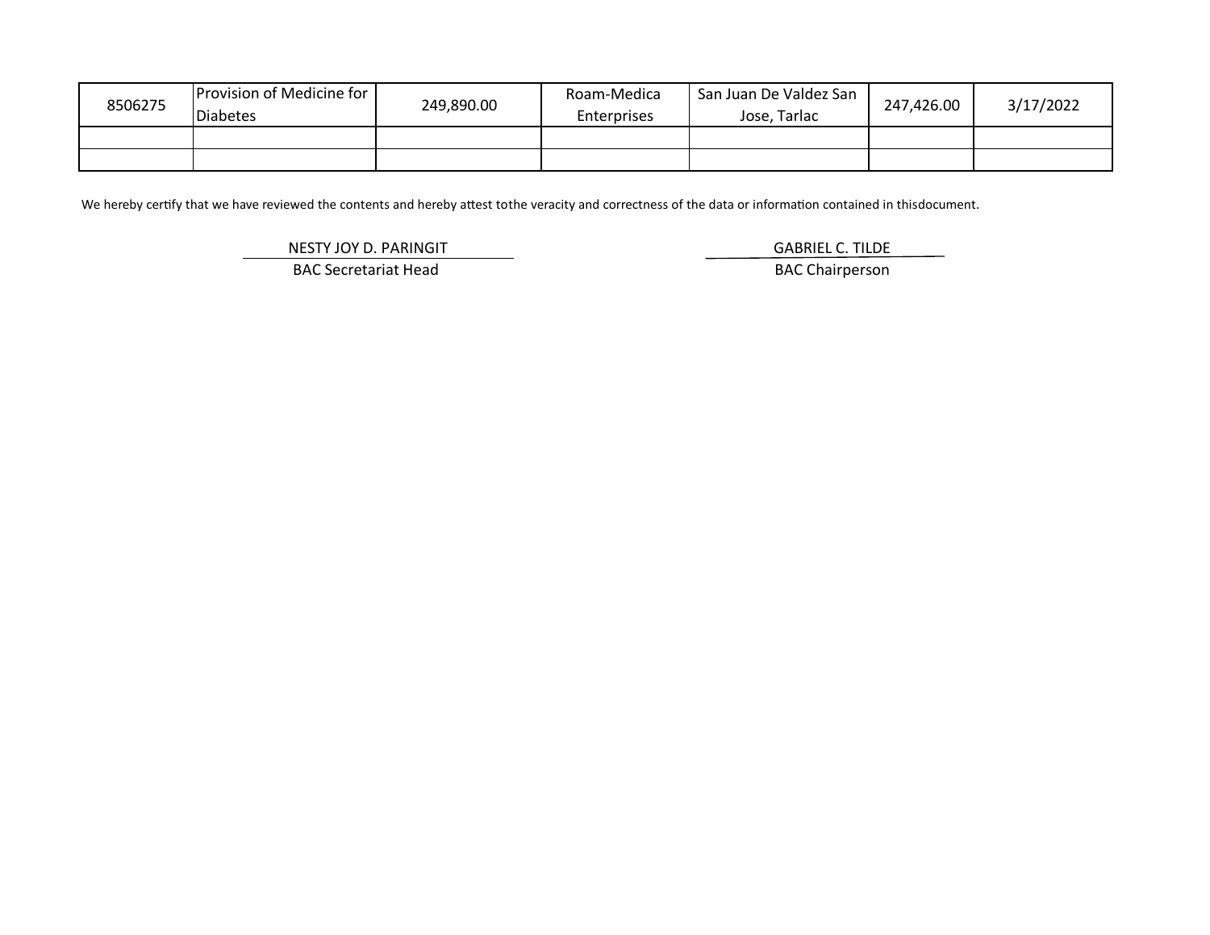| | | | | | | |
|---|---|---|---|---|---|---|
| 8506275 | Provision of Medicine for Diabetes | 249,890.00 | Roam-Medica Enterprises | San Juan De Valdez San Jose, Tarlac | 247,426.00 | 3/17/2022 |
| | | | | | | |
| | | | | | | |

We hereby certify that we have reviewed the contents and hereby attest tothe veracity and correctness of the data or information contained in thisdocument.

NESTY JOY D. PARINGIT
BAC Secretariat Head

GABRIEL C. TILDE
BAC Chairperson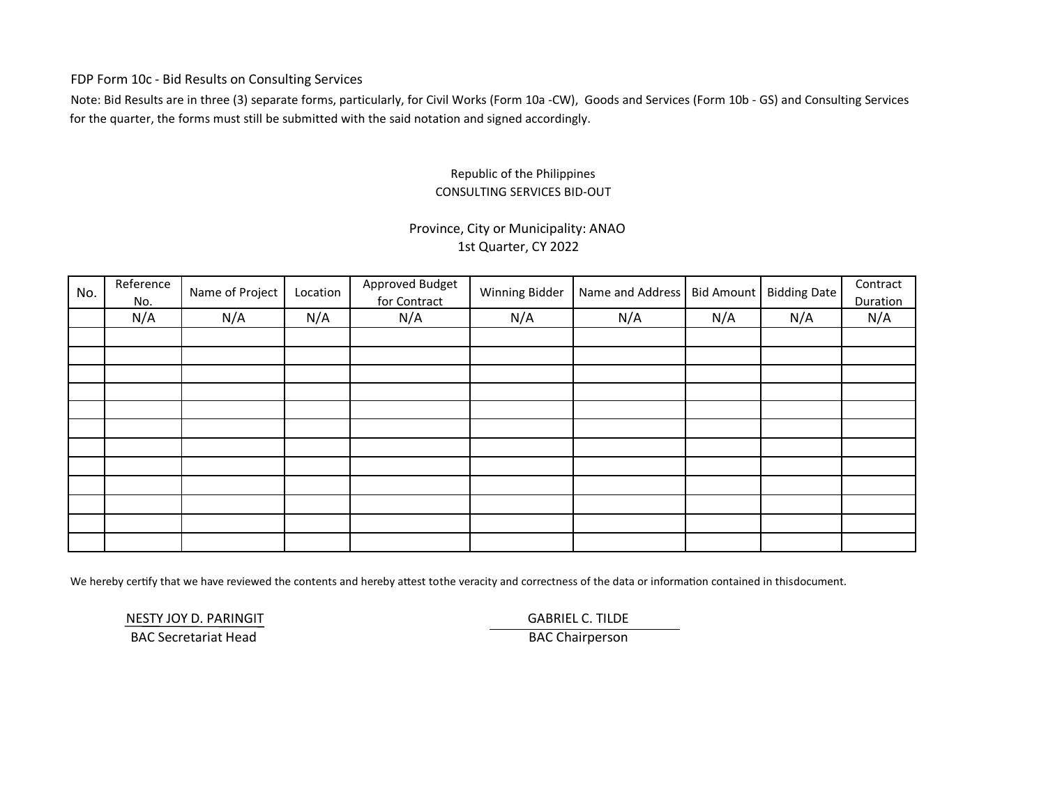FDP Form 10c - Bid Results on Consulting Services

Note: Bid Results are in three (3) separate forms, particularly, for Civil Works (Form 10a -CW), Goods and Services (Form 10b - GS) and Consulting Services for the quarter, the forms must still be submitted with the said notation and signed accordingly.

Republic of the Philippines
CONSULTING SERVICES BID-OUT

Province, City or Municipality: ANAO
1st Quarter, CY 2022

| No. | Reference No. | Name of Project | Location | Approved Budget for Contract | Winning Bidder | Name and Address | Bid Amount | Bidding Date | Contract Duration |
|---|---|---|---|---|---|---|---|---|---|
| | N/A | N/A | N/A | N/A | N/A | N/A | N/A | N/A | N/A |
| | | | | | | | | | |
| | | | | | | | | | |
| | | | | | | | | | |
| | | | | | | | | | |
| | | | | | | | | | |
| | | | | | | | | | |
| | | | | | | | | | |
| | | | | | | | | | |
| | | | | | | | | | |
| | | | | | | | | | |
| | | | | | | | | | |
| | | | | | | | | | |

We hereby certify that we have reviewed the contents and hereby attest tothe veracity and correctness of the data or information contained in thisdocument.

NESTY JOY D. PARINGIT
BAC Secretariat Head

GABRIEL C. TILDE
BAC Chairperson